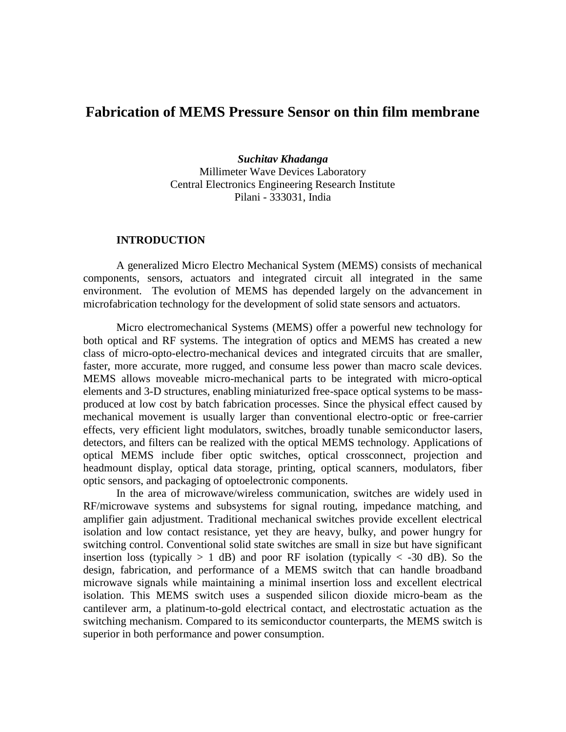# Fabrication of MEMS Pressure Sensor on thin film membrane

***Suchitav Khadanga***
Millimeter Wave Devices Laboratory
Central Electronics Engineering Research Institute
Pilani - 333031, India

## INTRODUCTION

A generalized Micro Electro Mechanical System (MEMS) consists of mechanical components, sensors, actuators and integrated circuit all integrated in the same environment. The evolution of MEMS has depended largely on the advancement in microfabrication technology for the development of solid state sensors and actuators.

Micro electromechanical Systems (MEMS) offer a powerful new technology for both optical and RF systems. The integration of optics and MEMS has created a new class of micro-opto-electro-mechanical devices and integrated circuits that are smaller, faster, more accurate, more rugged, and consume less power than macro scale devices. MEMS allows moveable micro-mechanical parts to be integrated with micro-optical elements and 3-D structures, enabling miniaturized free-space optical systems to be mass-produced at low cost by batch fabrication processes. Since the physical effect caused by mechanical movement is usually larger than conventional electro-optic or free-carrier effects, very efficient light modulators, switches, broadly tunable semiconductor lasers, detectors, and filters can be realized with the optical MEMS technology. Applications of optical MEMS include fiber optic switches, optical crossconnect, projection and headmount display, optical data storage, printing, optical scanners, modulators, fiber optic sensors, and packaging of optoelectronic components.

In the area of microwave/wireless communication, switches are widely used in RF/microwave systems and subsystems for signal routing, impedance matching, and amplifier gain adjustment. Traditional mechanical switches provide excellent electrical isolation and low contact resistance, yet they are heavy, bulky, and power hungry for switching control. Conventional solid state switches are small in size but have significant insertion loss (typically > 1 dB) and poor RF isolation (typically < -30 dB). So the design, fabrication, and performance of a MEMS switch that can handle broadband microwave signals while maintaining a minimal insertion loss and excellent electrical isolation. This MEMS switch uses a suspended silicon dioxide micro-beam as the cantilever arm, a platinum-to-gold electrical contact, and electrostatic actuation as the switching mechanism. Compared to its semiconductor counterparts, the MEMS switch is superior in both performance and power consumption.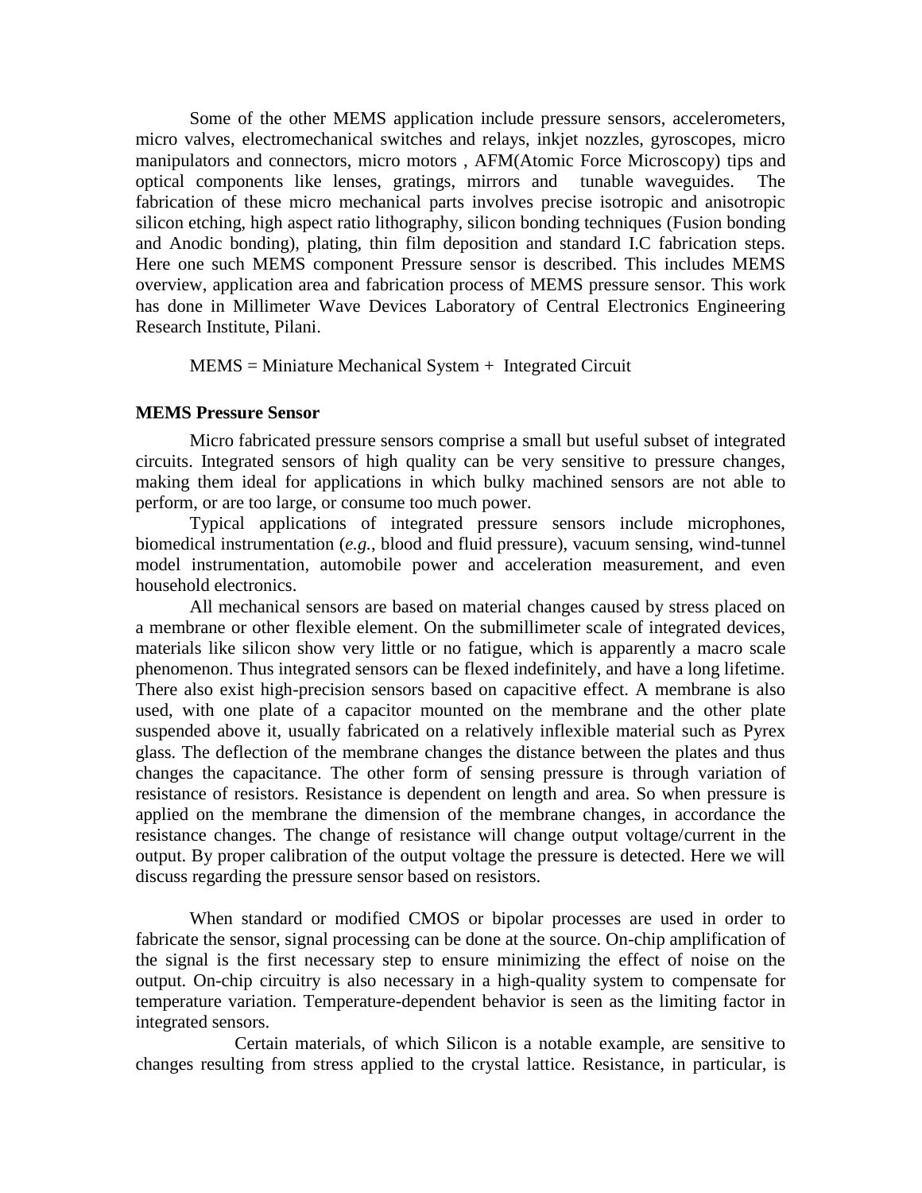Some of the other MEMS application include pressure sensors, accelerometers, micro valves, electromechanical switches and relays, inkjet nozzles, gyroscopes, micro manipulators and connectors, micro motors , AFM(Atomic Force Microscopy) tips and optical components like lenses, gratings, mirrors and tunable waveguides. The fabrication of these micro mechanical parts involves precise isotropic and anisotropic silicon etching, high aspect ratio lithography, silicon bonding techniques (Fusion bonding and Anodic bonding), plating, thin film deposition and standard I.C fabrication steps. Here one such MEMS component Pressure sensor is described. This includes MEMS overview, application area and fabrication process of MEMS pressure sensor. This work has done in Millimeter Wave Devices Laboratory of Central Electronics Engineering Research Institute, Pilani.

MEMS = Miniature Mechanical System + Integrated Circuit

**MEMS Pressure Sensor**

Micro fabricated pressure sensors comprise a small but useful subset of integrated circuits. Integrated sensors of high quality can be very sensitive to pressure changes, making them ideal for applications in which bulky machined sensors are not able to perform, or are too large, or consume too much power.

Typical applications of integrated pressure sensors include microphones, biomedical instrumentation (*e.g.*, blood and fluid pressure), vacuum sensing, wind-tunnel model instrumentation, automobile power and acceleration measurement, and even household electronics.

All mechanical sensors are based on material changes caused by stress placed on a membrane or other flexible element. On the submillimeter scale of integrated devices, materials like silicon show very little or no fatigue, which is apparently a macro scale phenomenon. Thus integrated sensors can be flexed indefinitely, and have a long lifetime. There also exist high-precision sensors based on capacitive effect. A membrane is also used, with one plate of a capacitor mounted on the membrane and the other plate suspended above it, usually fabricated on a relatively inflexible material such as Pyrex glass. The deflection of the membrane changes the distance between the plates and thus changes the capacitance. The other form of sensing pressure is through variation of resistance of resistors. Resistance is dependent on length and area. So when pressure is applied on the membrane the dimension of the membrane changes, in accordance the resistance changes. The change of resistance will change output voltage/current in the output. By proper calibration of the output voltage the pressure is detected. Here we will discuss regarding the pressure sensor based on resistors.

When standard or modified CMOS or bipolar processes are used in order to fabricate the sensor, signal processing can be done at the source. On-chip amplification of the signal is the first necessary step to ensure minimizing the effect of noise on the output. On-chip circuitry is also necessary in a high-quality system to compensate for temperature variation. Temperature-dependent behavior is seen as the limiting factor in integrated sensors.

Certain materials, of which Silicon is a notable example, are sensitive to changes resulting from stress applied to the crystal lattice. Resistance, in particular, is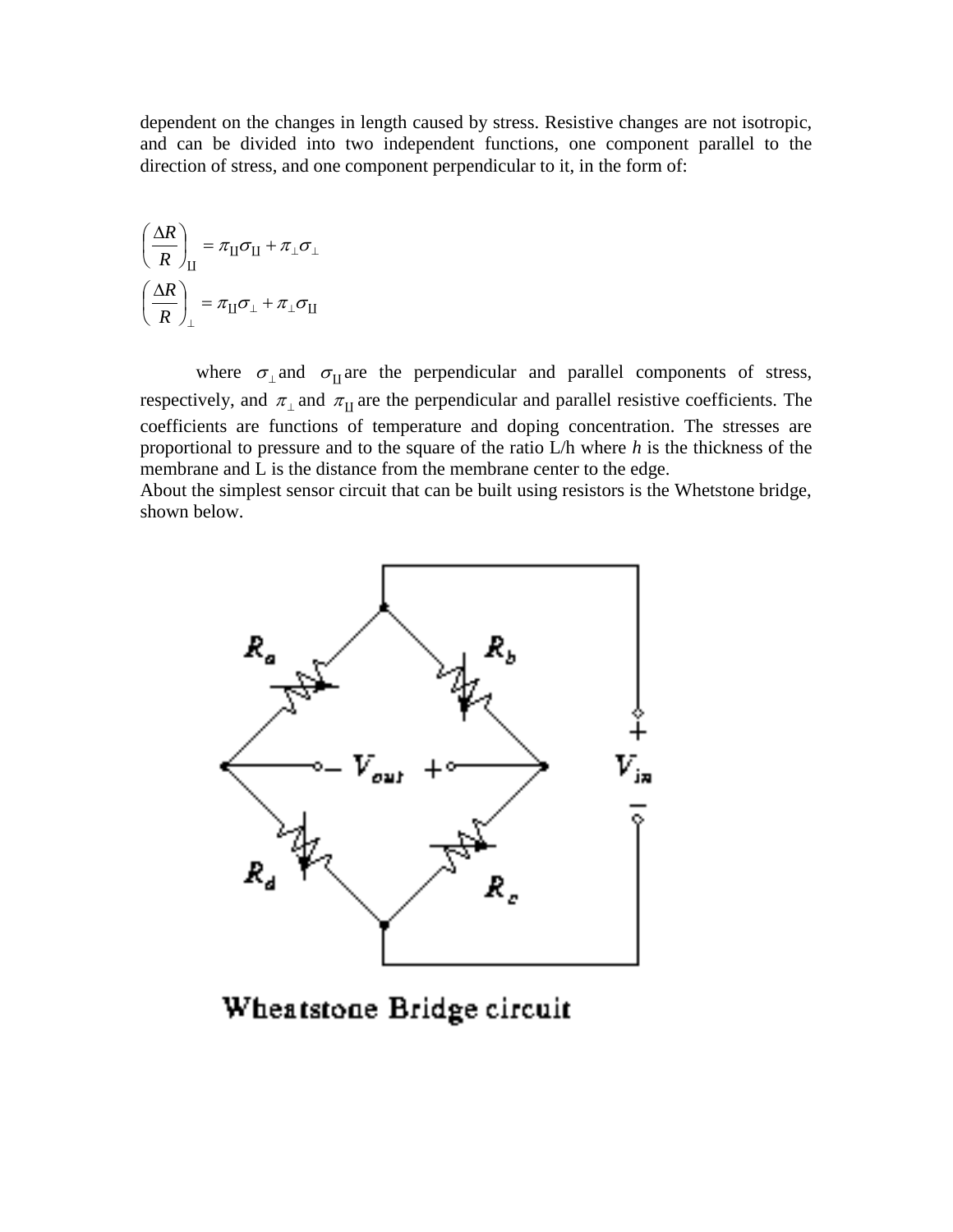dependent on the changes in length caused by stress. Resistive changes are not isotropic, and can be divided into two independent functions, one component parallel to the direction of stress, and one component perpendicular to it, in the form of:

$$\left(\frac{\Delta R}{R}\right)_{II} = \pi_{II}\sigma_{II} + \pi_{\perp}\sigma_{\perp}$$

$$\left(\frac{\Delta R}{R}\right)_{\perp} = \pi_{II}\sigma_{\perp} + \pi_{\perp}\sigma_{II}$$

where $\sigma_{\perp}$ and $\sigma_{II}$ are the perpendicular and parallel components of stress, respectively, and $\pi_{\perp}$ and $\pi_{II}$ are the perpendicular and parallel resistive coefficients. The coefficients are functions of temperature and doping concentration. The stresses are proportional to pressure and to the square of the ratio L/h where *h* is the thickness of the membrane and L is the distance from the membrane center to the edge.

About the simplest sensor circuit that can be built using resistors is the Whetstone bridge, shown below.

Wheatstone Bridge circuit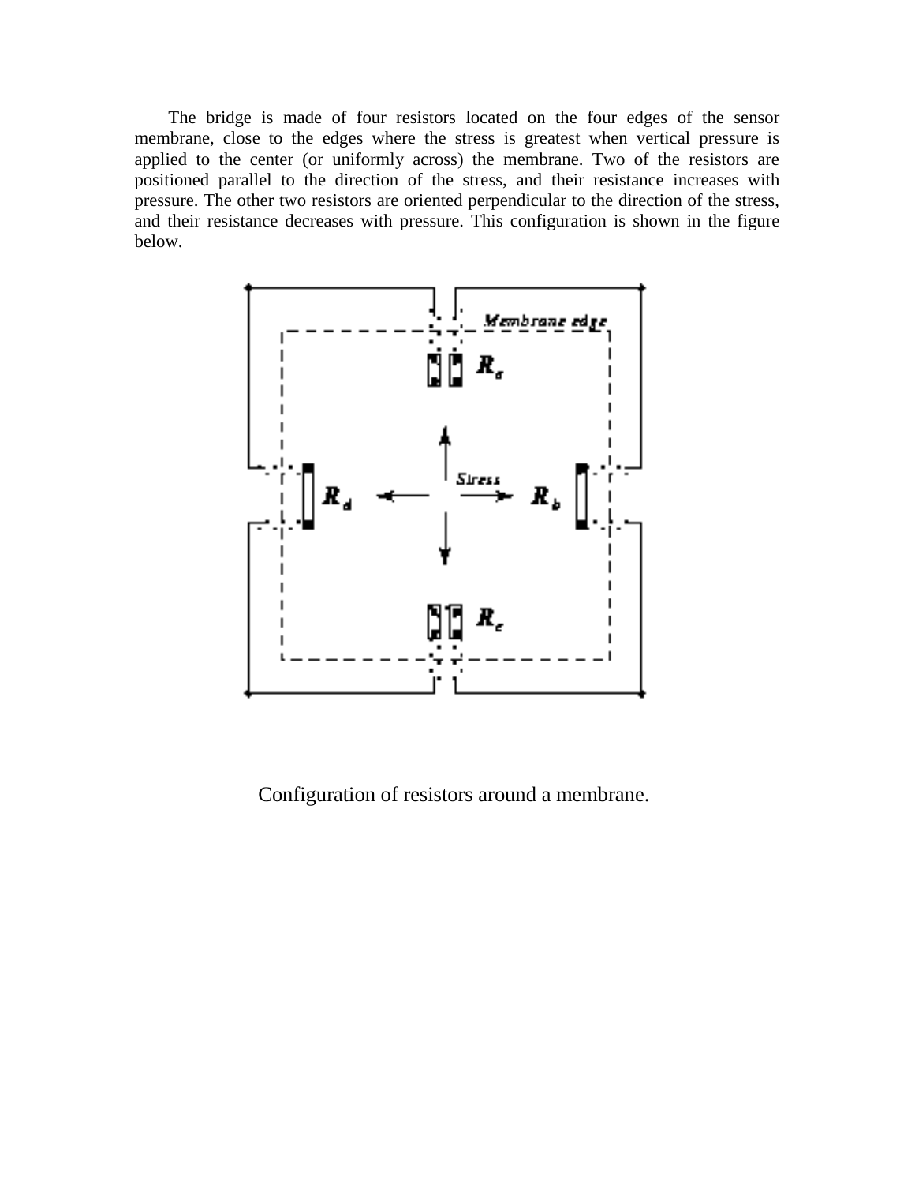The bridge is made of four resistors located on the four edges of the sensor membrane, close to the edges where the stress is greatest when vertical pressure is applied to the center (or uniformly across) the membrane. Two of the resistors are positioned parallel to the direction of the stress, and their resistance increases with pressure. The other two resistors are oriented perpendicular to the direction of the stress, and their resistance decreases with pressure. This configuration is shown in the figure below.

Configuration of resistors around a membrane.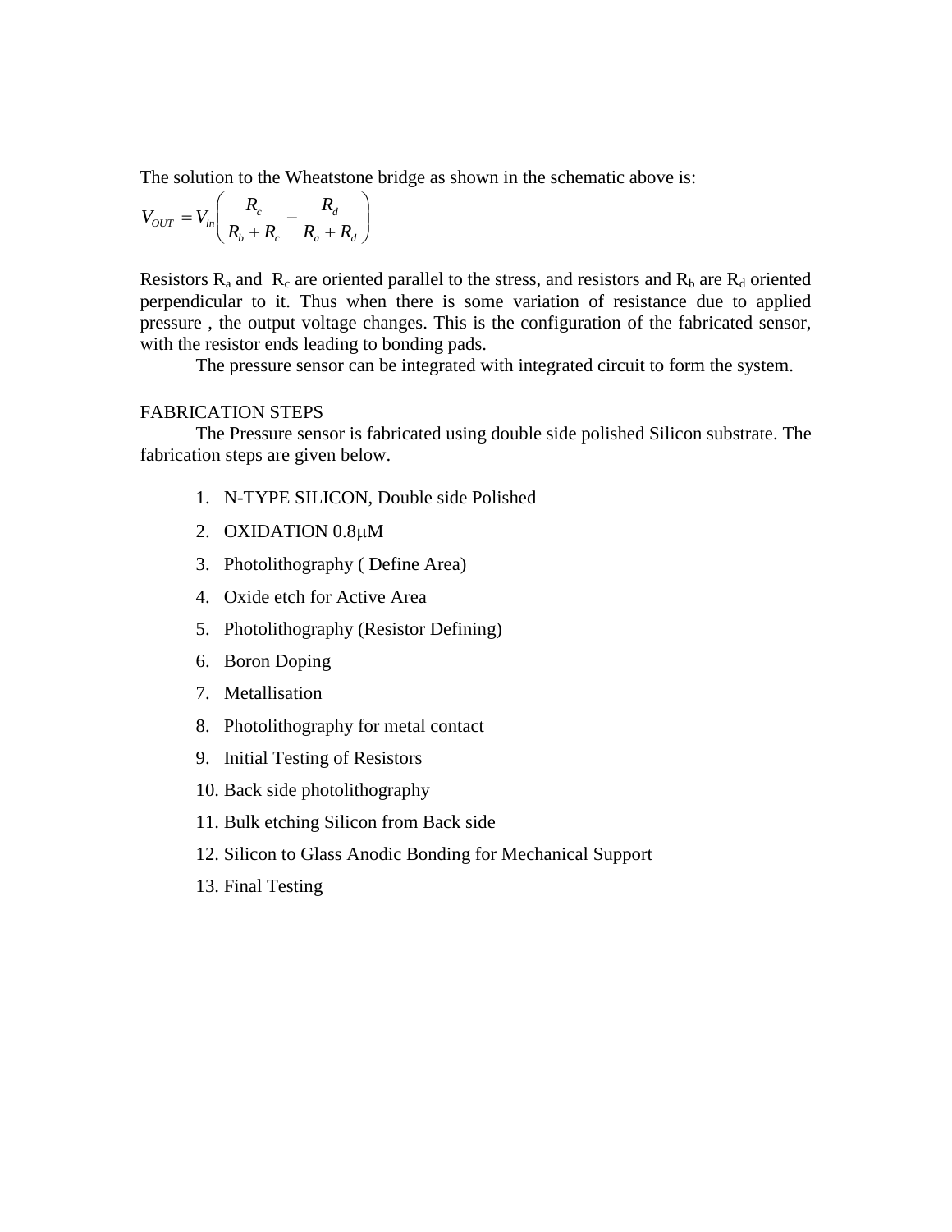The solution to the Wheatstone bridge as shown in the schematic above is:

$$V_{OUT} = V_{in}\left(\frac{R_c}{R_b + R_c} - \frac{R_d}{R_a + R_d}\right)$$

Resistors $R_a$ and $R_c$ are oriented parallel to the stress, and resistors and $R_b$ are $R_d$ oriented perpendicular to it. Thus when there is some variation of resistance due to applied pressure , the output voltage changes. This is the configuration of the fabricated sensor, with the resistor ends leading to bonding pads.

The pressure sensor can be integrated with integrated circuit to form the system.

## FABRICATION STEPS

The Pressure sensor is fabricated using double side polished Silicon substrate. The fabrication steps are given below.

1. N-TYPE SILICON, Double side Polished
2. OXIDATION 0.8μM
3. Photolithography ( Define Area)
4. Oxide etch for Active Area
5. Photolithography (Resistor Defining)
6. Boron Doping
7. Metallisation
8. Photolithography for metal contact
9. Initial Testing of Resistors
10. Back side photolithography
11. Bulk etching Silicon from Back side
12. Silicon to Glass Anodic Bonding for Mechanical Support
13. Final Testing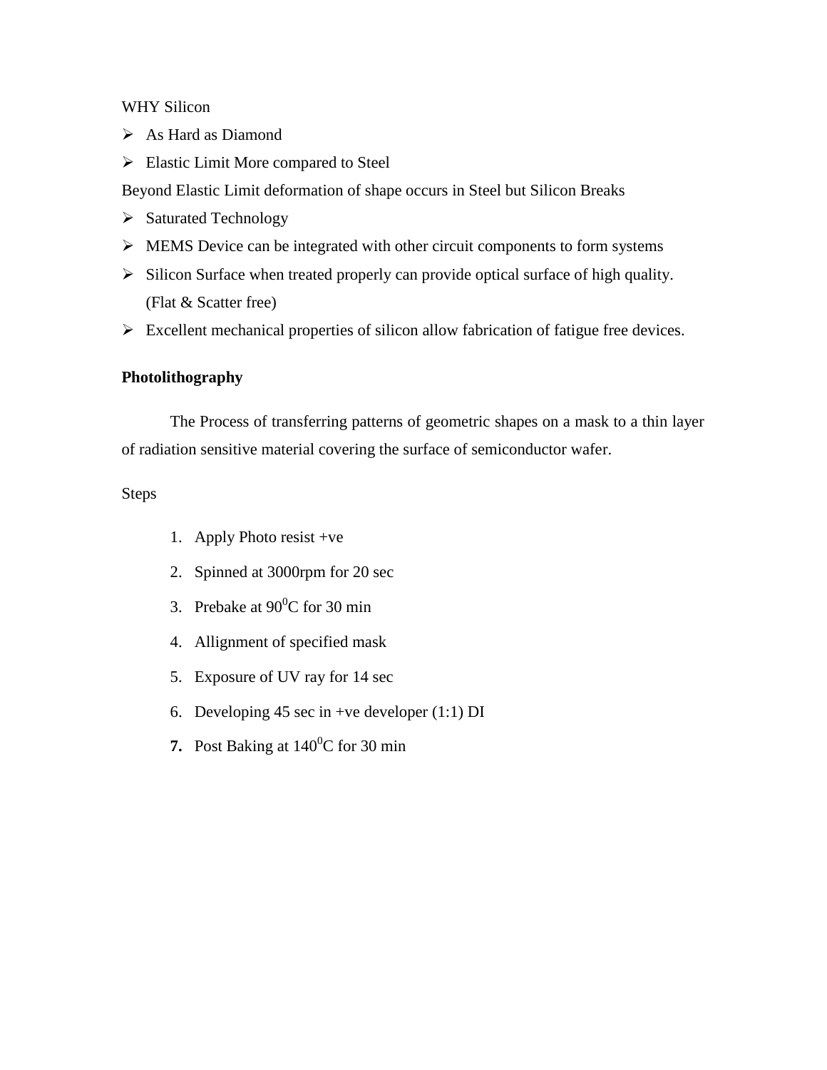WHY Silicon

- As Hard as Diamond
- Elastic Limit More compared to Steel

Beyond Elastic Limit deformation of shape occurs in Steel but Silicon Breaks

- Saturated Technology
- MEMS Device can be integrated with other circuit components to form systems
- Silicon Surface when treated properly can provide optical surface of high quality. (Flat & Scatter free)
- Excellent mechanical properties of silicon allow fabrication of fatigue free devices.

**Photolithography**

The Process of transferring patterns of geometric shapes on a mask to a thin layer of radiation sensitive material covering the surface of semiconductor wafer.

Steps

1. Apply Photo resist +ve
2. Spinned at 3000rpm for 20 sec
3. Prebake at $90^0$C for 30 min
4. Allignment of specified mask
5. Exposure of UV ray for 14 sec
6. Developing 45 sec in +ve developer (1:1) DI
7. Post Baking at $140^0$C for 30 min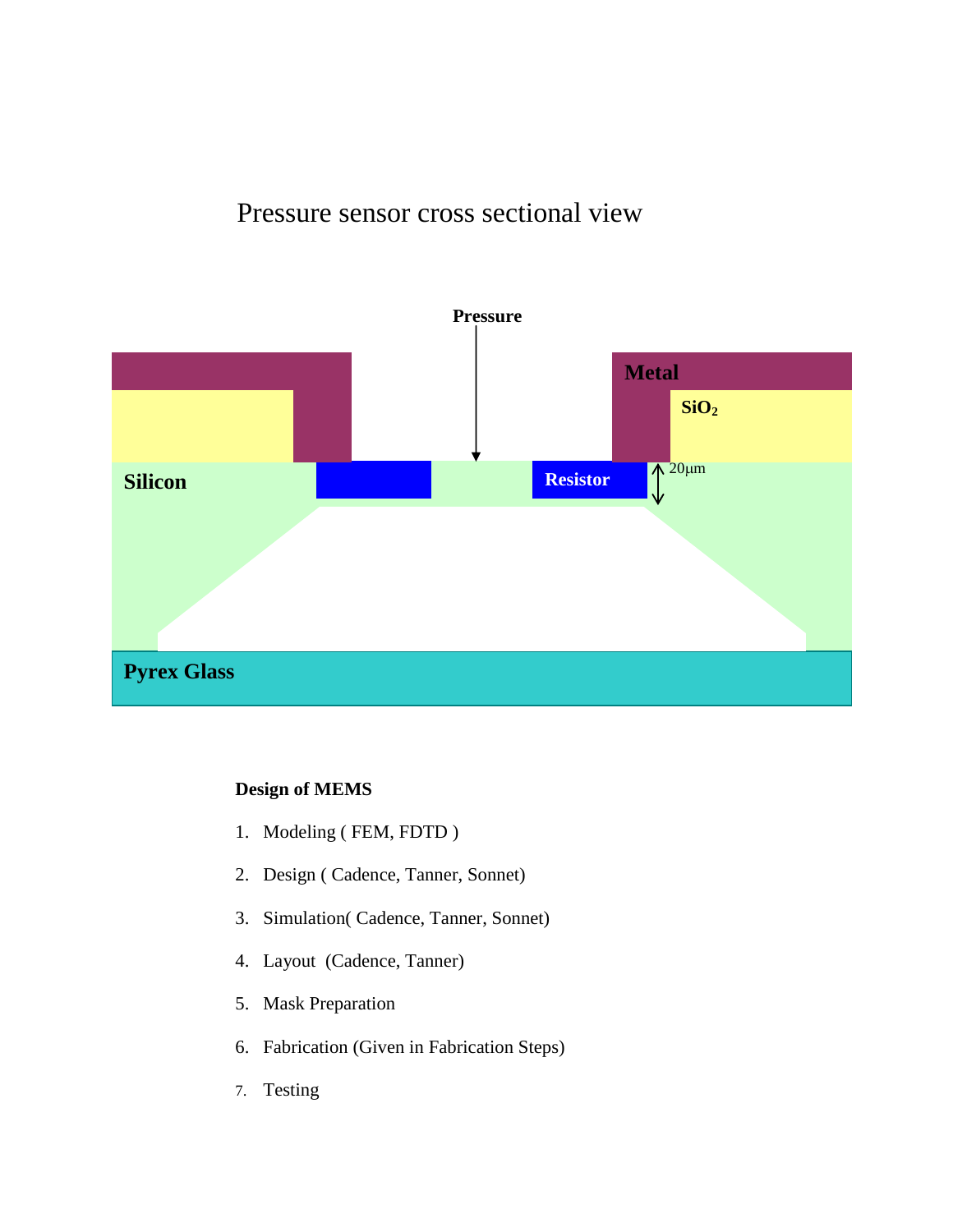# Pressure sensor cross sectional view

Pressure

Metal

$SiO_2$

Silicon

Resistor

20μm

Pyrex Glass

**Design of MEMS**

1. Modeling ( FEM, FDTD )
2. Design ( Cadence, Tanner, Sonnet)
3. Simulation( Cadence, Tanner, Sonnet)
4. Layout (Cadence, Tanner)
5. Mask Preparation
6. Fabrication (Given in Fabrication Steps)
7. Testing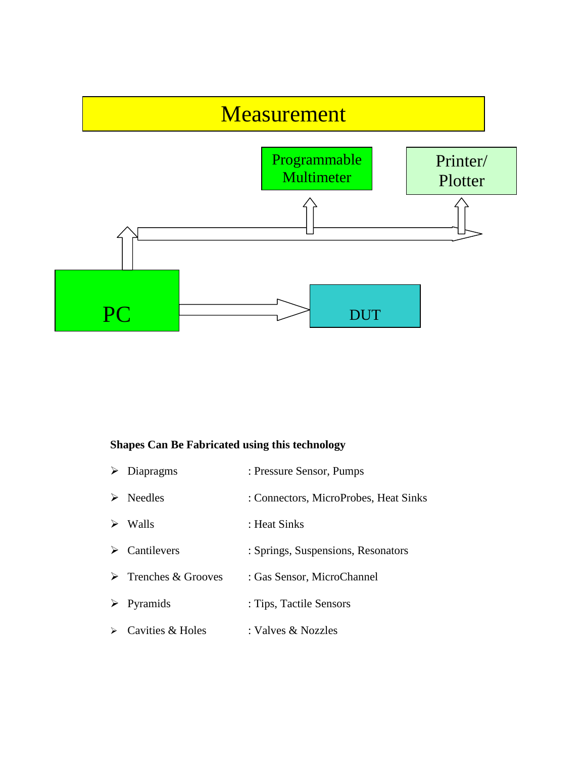Measurement

Programmable Multimeter

Printer/ Plotter

PC

DUT

**Shapes Can Be Fabricated using this technology**

- Diapragms : Pressure Sensor, Pumps
- Needles : Connectors, MicroProbes, Heat Sinks
- Walls : Heat Sinks
- Cantilevers : Springs, Suspensions, Resonators
- Trenches & Grooves : Gas Sensor, MicroChannel
- Pyramids : Tips, Tactile Sensors
- Cavities & Holes : Valves & Nozzles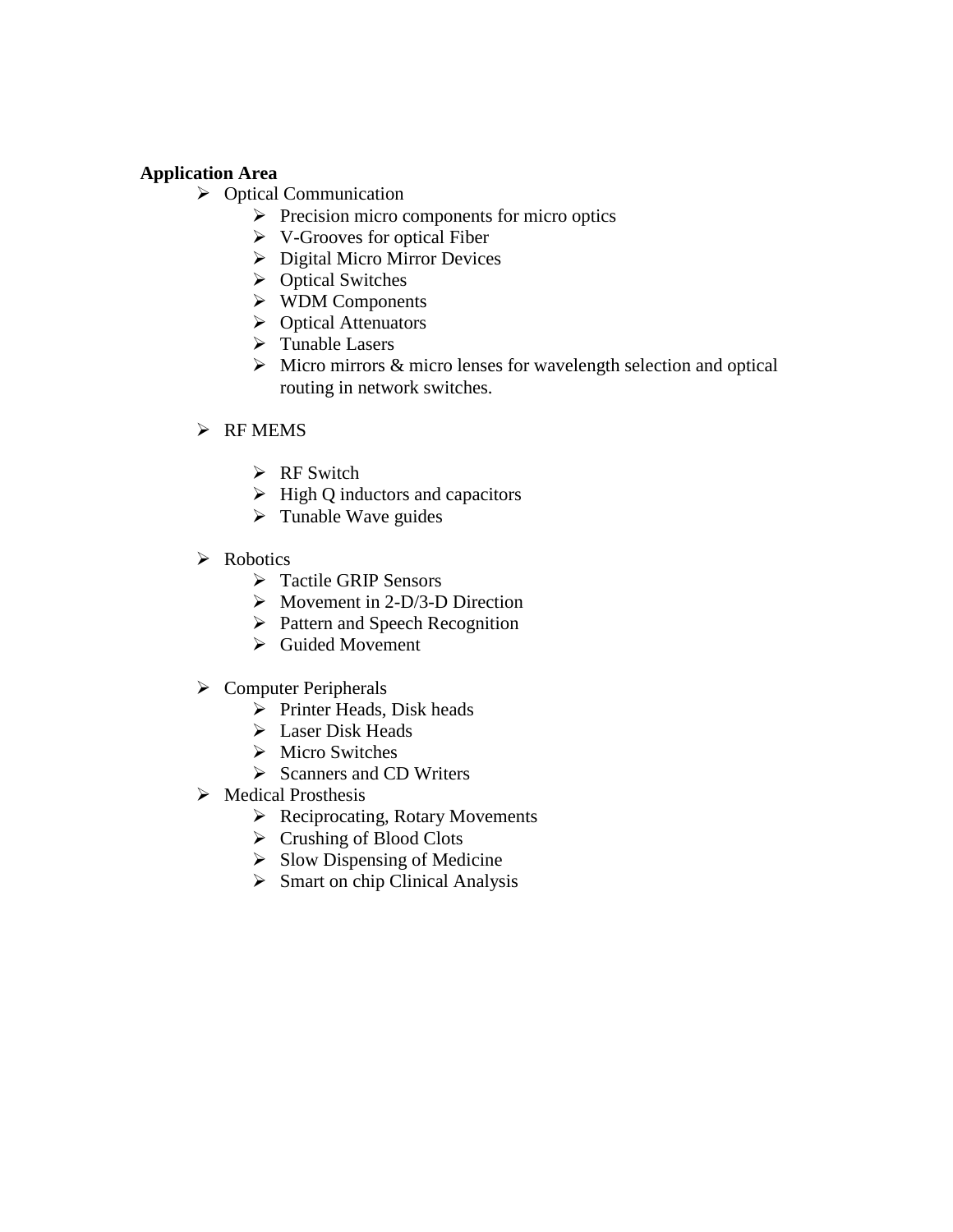**Application Area**

- Optical Communication
  - Precision micro components for micro optics
  - V-Grooves for optical Fiber
  - Digital Micro Mirror Devices
  - Optical Switches
  - WDM Components
  - Optical Attenuators
  - Tunable Lasers
  - Micro mirrors & micro lenses for wavelength selection and optical routing in network switches.

- RF MEMS

  - RF Switch
  - High Q inductors and capacitors
  - Tunable Wave guides

- Robotics
  - Tactile GRIP Sensors
  - Movement in 2-D/3-D Direction
  - Pattern and Speech Recognition
  - Guided Movement

- Computer Peripherals
  - Printer Heads, Disk heads
  - Laser Disk Heads
  - Micro Switches
  - Scanners and CD Writers
- Medical Prosthesis
  - Reciprocating, Rotary Movements
  - Crushing of Blood Clots
  - Slow Dispensing of Medicine
  - Smart on chip Clinical Analysis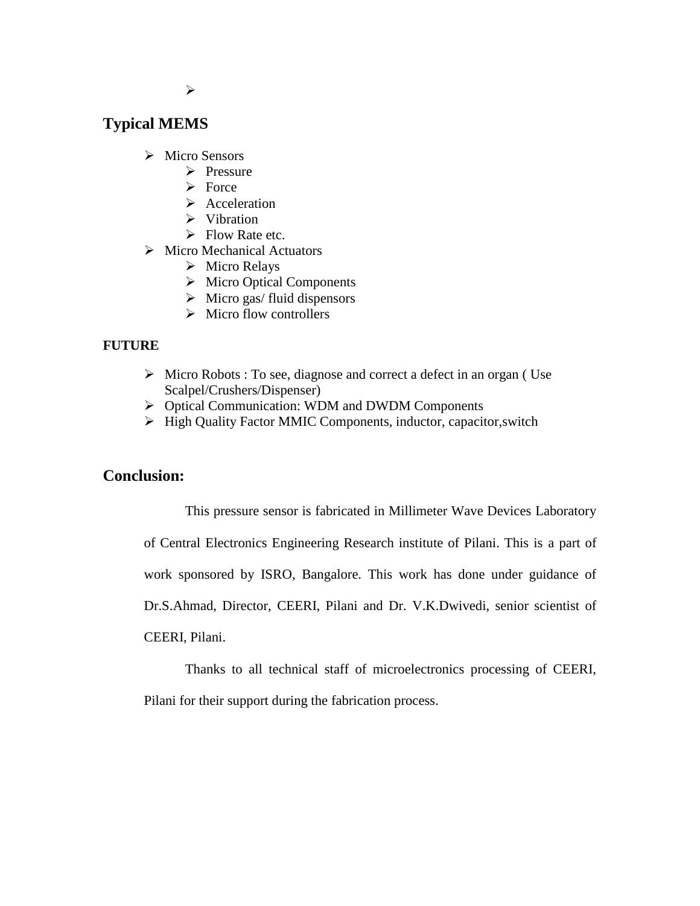- 

## Typical MEMS

- Micro Sensors
  - Pressure
  - Force
  - Acceleration
  - Vibration
  - Flow Rate etc.
- Micro Mechanical Actuators
  - Micro Relays
  - Micro Optical Components
  - Micro gas/ fluid dispensors
  - Micro flow controllers

**FUTURE**

- Micro Robots : To see, diagnose and correct a defect in an organ ( Use Scalpel/Crushers/Dispenser)
- Optical Communication: WDM and DWDM Components
- High Quality Factor MMIC Components, inductor, capacitor,switch

## Conclusion:

This pressure sensor is fabricated in Millimeter Wave Devices Laboratory of Central Electronics Engineering Research institute of Pilani. This is a part of work sponsored by ISRO, Bangalore. This work has done under guidance of Dr.S.Ahmad, Director, CEERI, Pilani and Dr. V.K.Dwivedi, senior scientist of CEERI, Pilani.

Thanks to all technical staff of microelectronics processing of CEERI, Pilani for their support during the fabrication process.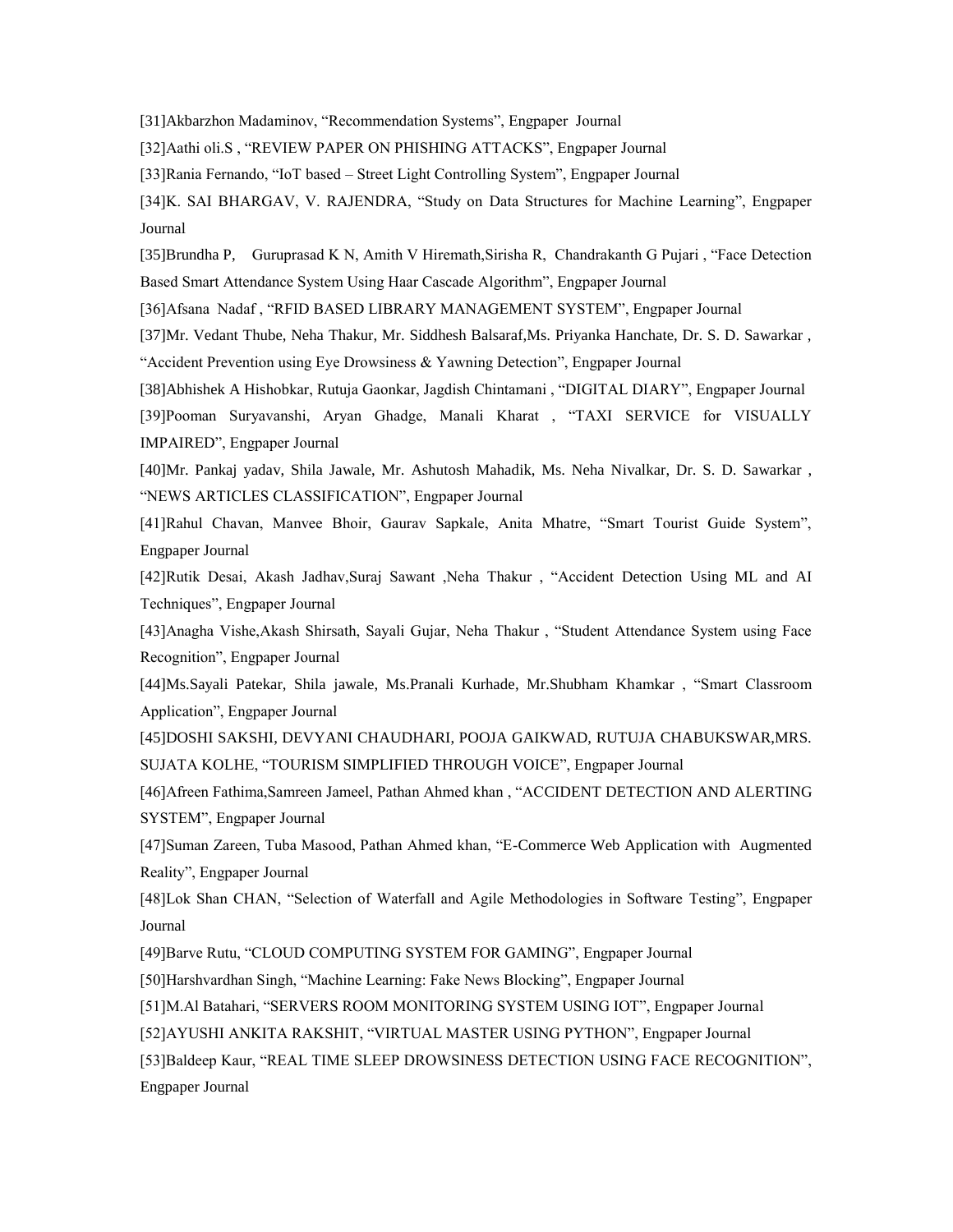[31]Akbarzhon Madaminov, “Recommendation Systems”, Engpaper Journal

[32]Aathi oli.S , “REVIEW PAPER ON PHISHING ATTACKS”, Engpaper Journal

[33]Rania Fernando, “IoT based – Street Light Controlling System”, Engpaper Journal

[34]K. SAI BHARGAV, V. RAJENDRA, “Study on Data Structures for Machine Learning”, Engpaper Journal

[35]Brundha P, Guruprasad K N, Amith V Hiremath,Sirisha R, Chandrakanth G Pujari , “Face Detection Based Smart Attendance System Using Haar Cascade Algorithm”, Engpaper Journal

[36]Afsana Nadaf , “RFID BASED LIBRARY MANAGEMENT SYSTEM”, Engpaper Journal

[37]Mr. Vedant Thube, Neha Thakur, Mr. Siddhesh Balsaraf,Ms. Priyanka Hanchate, Dr. S. D. Sawarkar , “Accident Prevention using Eye Drowsiness & Yawning Detection”, Engpaper Journal

[38]Abhishek A Hishobkar, Rutuja Gaonkar, Jagdish Chintamani , “DIGITAL DIARY”, Engpaper Journal

[39]Pooman Suryavanshi, Aryan Ghadge, Manali Kharat , “TAXI SERVICE for VISUALLY IMPAIRED”, Engpaper Journal

[40]Mr. Pankaj yadav, Shila Jawale, Mr. Ashutosh Mahadik, Ms. Neha Nivalkar, Dr. S. D. Sawarkar , “NEWS ARTICLES CLASSIFICATION”, Engpaper Journal

[41]Rahul Chavan, Manvee Bhoir, Gaurav Sapkale, Anita Mhatre, “Smart Tourist Guide System”, Engpaper Journal

[42]Rutik Desai, Akash Jadhav,Suraj Sawant ,Neha Thakur , “Accident Detection Using ML and AI Techniques”, Engpaper Journal

[43]Anagha Vishe,Akash Shirsath, Sayali Gujar, Neha Thakur , “Student Attendance System using Face Recognition”, Engpaper Journal

[44]Ms.Sayali Patekar, Shila jawale, Ms.Pranali Kurhade, Mr.Shubham Khamkar , “Smart Classroom Application”, Engpaper Journal

[45]DOSHI SAKSHI, DEVYANI CHAUDHARI, POOJA GAIKWAD, RUTUJA CHABUKSWAR,MRS. SUJATA KOLHE, “TOURISM SIMPLIFIED THROUGH VOICE”, Engpaper Journal

[46]Afreen Fathima,Samreen Jameel, Pathan Ahmed khan , “ACCIDENT DETECTION AND ALERTING SYSTEM”, Engpaper Journal

[47]Suman Zareen, Tuba Masood, Pathan Ahmed khan, “E-Commerce Web Application with Augmented Reality”, Engpaper Journal

[48]Lok Shan CHAN, “Selection of Waterfall and Agile Methodologies in Software Testing”, Engpaper Journal

[49]Barve Rutu, “CLOUD COMPUTING SYSTEM FOR GAMING”, Engpaper Journal

[50]Harshvardhan Singh, “Machine Learning: Fake News Blocking”, Engpaper Journal

[51]M.Al Batahari, “SERVERS ROOM MONITORING SYSTEM USING IOT”, Engpaper Journal

[52]AYUSHI ANKITA RAKSHIT, “VIRTUAL MASTER USING PYTHON”, Engpaper Journal

[53]Baldeep Kaur, “REAL TIME SLEEP DROWSINESS DETECTION USING FACE RECOGNITION”, Engpaper Journal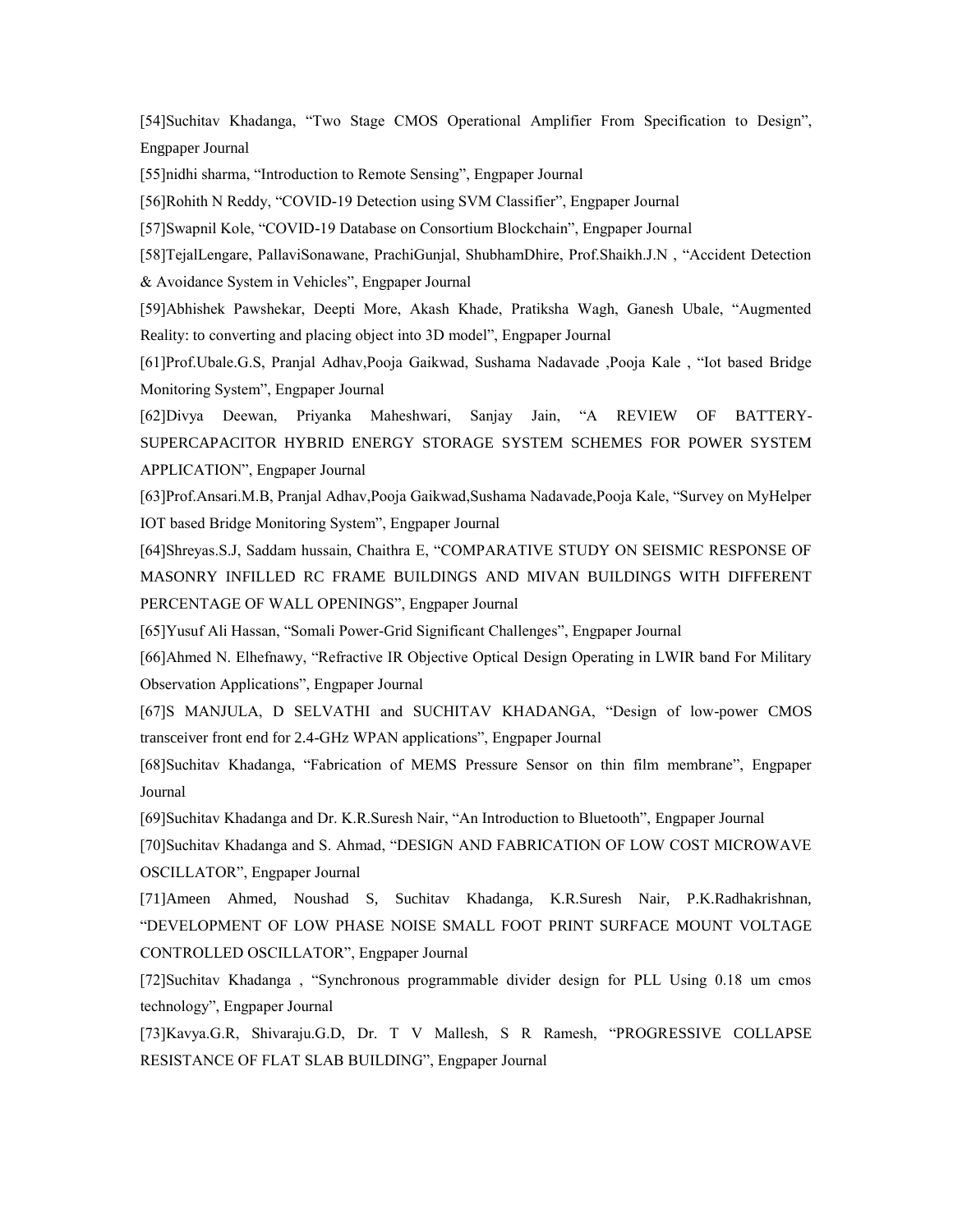[54]Suchitav Khadanga, "Two Stage CMOS Operational Amplifier From Specification to Design", Engpaper Journal

[55]nidhi sharma, "Introduction to Remote Sensing", Engpaper Journal

[56]Rohith N Reddy, "COVID-19 Detection using SVM Classifier", Engpaper Journal

[57]Swapnil Kole, "COVID-19 Database on Consortium Blockchain", Engpaper Journal

[58]TejalLengare, PallaviSonawane, PrachiGunjal, ShubhamDhire, Prof.Shaikh.J.N , "Accident Detection & Avoidance System in Vehicles", Engpaper Journal

[59]Abhishek Pawshekar, Deepti More, Akash Khade, Pratiksha Wagh, Ganesh Ubale, "Augmented Reality: to converting and placing object into 3D model", Engpaper Journal

[61]Prof.Ubale.G.S, Pranjal Adhav,Pooja Gaikwad, Sushama Nadavade ,Pooja Kale , "Iot based Bridge Monitoring System", Engpaper Journal

[62]Divya Deewan, Priyanka Maheshwari, Sanjay Jain, "A REVIEW OF BATTERY-SUPERCAPACITOR HYBRID ENERGY STORAGE SYSTEM SCHEMES FOR POWER SYSTEM APPLICATION", Engpaper Journal

[63]Prof.Ansari.M.B, Pranjal Adhav,Pooja Gaikwad,Sushama Nadavade,Pooja Kale, "Survey on MyHelper IOT based Bridge Monitoring System", Engpaper Journal

[64]Shreyas.S.J, Saddam hussain, Chaithra E, "COMPARATIVE STUDY ON SEISMIC RESPONSE OF MASONRY INFILLED RC FRAME BUILDINGS AND MIVAN BUILDINGS WITH DIFFERENT PERCENTAGE OF WALL OPENINGS", Engpaper Journal

[65]Yusuf Ali Hassan, "Somali Power-Grid Significant Challenges", Engpaper Journal

[66]Ahmed N. Elhefnawy, "Refractive IR Objective Optical Design Operating in LWIR band For Military Observation Applications", Engpaper Journal

[67]S MANJULA, D SELVATHI and SUCHITAV KHADANGA, "Design of low-power CMOS transceiver front end for 2.4-GHz WPAN applications", Engpaper Journal

[68]Suchitav Khadanga, "Fabrication of MEMS Pressure Sensor on thin film membrane", Engpaper Journal

[69]Suchitav Khadanga and Dr. K.R.Suresh Nair, "An Introduction to Bluetooth", Engpaper Journal

[70]Suchitav Khadanga and S. Ahmad, "DESIGN AND FABRICATION OF LOW COST MICROWAVE OSCILLATOR", Engpaper Journal

[71]Ameen Ahmed, Noushad S, Suchitav Khadanga, K.R.Suresh Nair, P.K.Radhakrishnan, "DEVELOPMENT OF LOW PHASE NOISE SMALL FOOT PRINT SURFACE MOUNT VOLTAGE CONTROLLED OSCILLATOR", Engpaper Journal

[72]Suchitav Khadanga , "Synchronous programmable divider design for PLL Using 0.18 um cmos technology", Engpaper Journal

[73]Kavya.G.R, Shivaraju.G.D, Dr. T V Mallesh, S R Ramesh, "PROGRESSIVE COLLAPSE RESISTANCE OF FLAT SLAB BUILDING", Engpaper Journal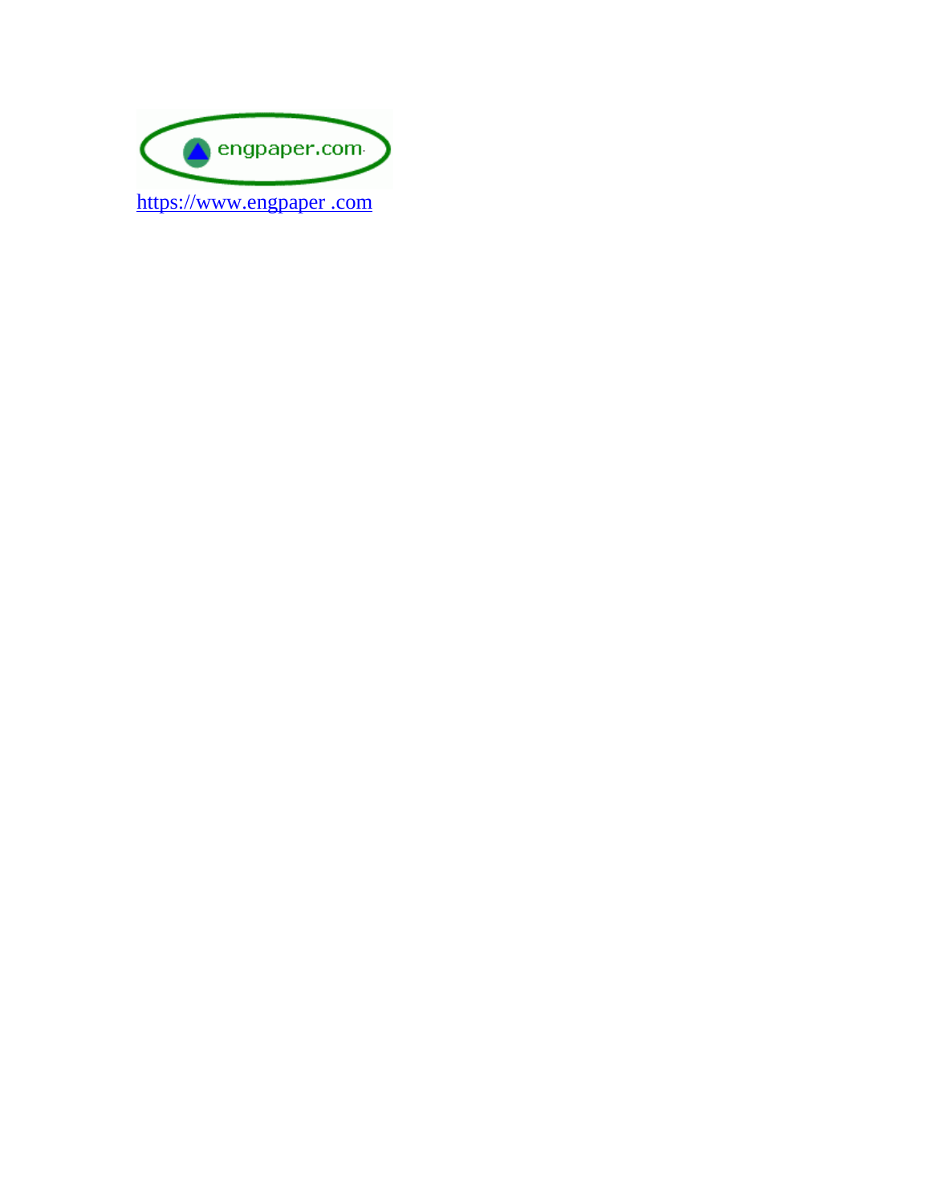engpaper.com

https://www.engpaper .com